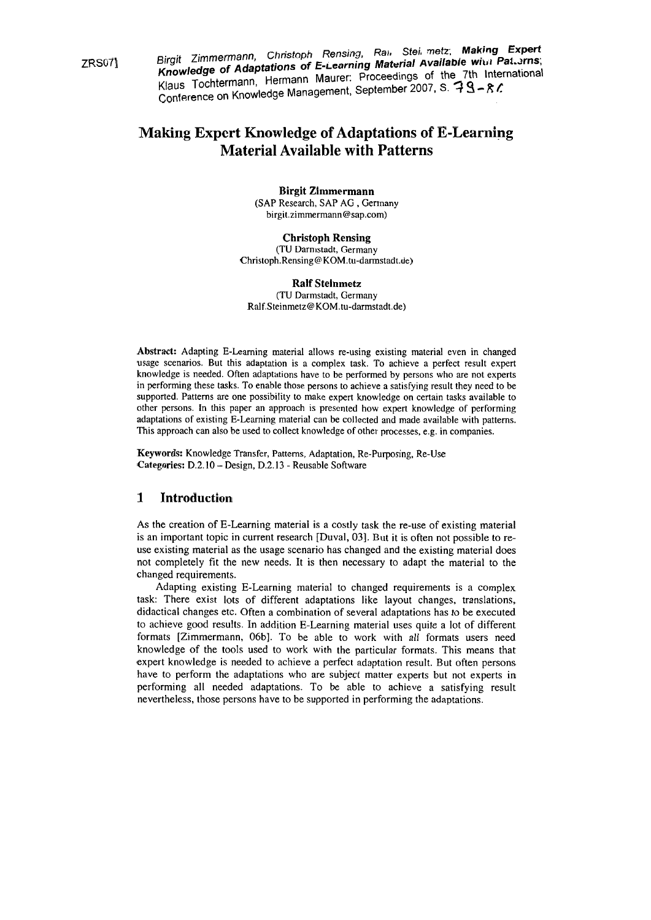ZRS07]

Birgit Zimmermann, Christoph Rensing, Ralf Steinmetz; **Making Expert Knowledge of Adaptations of E-Learning Material Available with Patterns**; Klaus Tochtermann, Hermann Maurer: Proceedings of the 7th International Conference on Knowledge Management, September 2007, S. 79-86

# Making Expert Knowledge of Adaptations of E-Learning Material Available with Patterns

**Birgit Zimmermann**
(SAP Research, SAP AG , Germany
birgit.zimmermann@sap.com)

**Christoph Rensing**
(TU Darmstadt, Germany
Christoph.Rensing@KOM.tu-darmstadt.de)

**Ralf Steinmetz**
(TU Darmstadt, Germany
Ralf.Steinmetz@KOM.tu-darmstadt.de)

**Abstract:** Adapting E-Learning material allows re-using existing material even in changed usage scenarios. But this adaptation is a complex task. To achieve a perfect result expert knowledge is needed. Often adaptations have to be performed by persons who are not experts in performing these tasks. To enable those persons to achieve a satisfying result they need to be supported. Patterns are one possibility to make expert knowledge on certain tasks available to other persons. In this paper an approach is presented how expert knowledge of performing adaptations of existing E-Learning material can be collected and made available with patterns. This approach can also be used to collect knowledge of other processes, e.g. in companies.

**Keywords:** Knowledge Transfer, Patterns, Adaptation, Re-Purposing, Re-Use
**Categories:** D.2.10 – Design, D.2.13 - Reusable Software

## 1 Introduction

As the creation of E-Learning material is a costly task the re-use of existing material is an important topic in current research [Duval, 03]. But it is often not possible to re-use existing material as the usage scenario has changed and the existing material does not completely fit the new needs. It is then necessary to adapt the material to the changed requirements.

Adapting existing E-Learning material to changed requirements is a complex task: There exist lots of different adaptations like layout changes, translations, didactical changes etc. Often a combination of several adaptations has to be executed to achieve good results. In addition E-Learning material uses quite a lot of different formats [Zimmermann, 06b]. To be able to work with *all* formats users need knowledge of the tools used to work with the particular formats. This means that expert knowledge is needed to achieve a perfect adaptation result. But often persons have to perform the adaptations who are subject matter experts but not experts in performing all needed adaptations. To be able to achieve a satisfying result nevertheless, those persons have to be supported in performing the adaptations.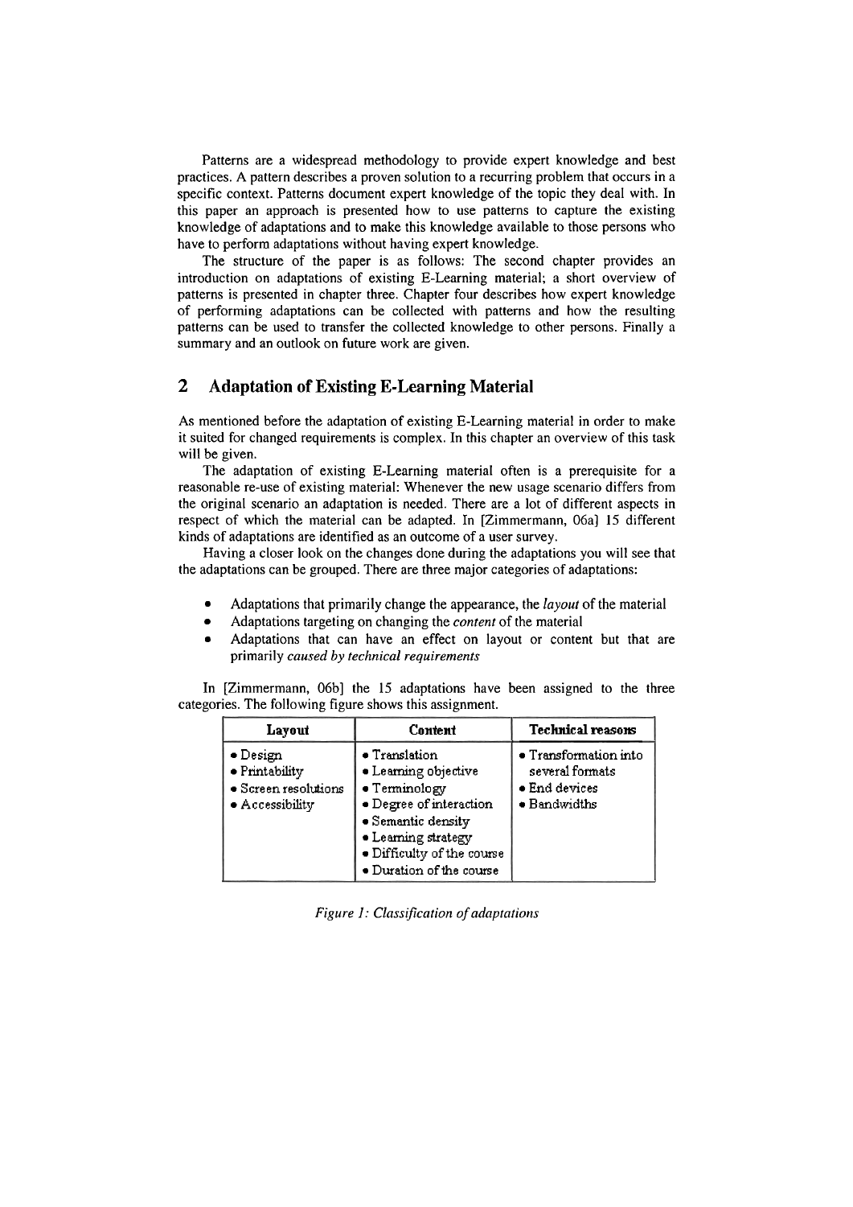Patterns are a widespread methodology to provide expert knowledge and best practices. A pattern describes a proven solution to a recurring problem that occurs in a specific context. Patterns document expert knowledge of the topic they deal with. In this paper an approach is presented how to use patterns to capture the existing knowledge of adaptations and to make this knowledge available to those persons who have to perform adaptations without having expert knowledge.

The structure of the paper is as follows: The second chapter provides an introduction on adaptations of existing E-Learning material; a short overview of patterns is presented in chapter three. Chapter four describes how expert knowledge of performing adaptations can be collected with patterns and how the resulting patterns can be used to transfer the collected knowledge to other persons. Finally a summary and an outlook on future work are given.

## 2 Adaptation of Existing E-Learning Material

As mentioned before the adaptation of existing E-Learning material in order to make it suited for changed requirements is complex. In this chapter an overview of this task will be given.

The adaptation of existing E-Learning material often is a prerequisite for a reasonable re-use of existing material: Whenever the new usage scenario differs from the original scenario an adaptation is needed. There are a lot of different aspects in respect of which the material can be adapted. In [Zimmermann, 06a] 15 different kinds of adaptations are identified as an outcome of a user survey.

Having a closer look on the changes done during the adaptations you will see that the adaptations can be grouped. There are three major categories of adaptations:

- Adaptations that primarily change the appearance, the *layout* of the material
- Adaptations targeting on changing the *content* of the material
- Adaptations that can have an effect on layout or content but that are primarily *caused by technical requirements*

In [Zimmermann, 06b] the 15 adaptations have been assigned to the three categories. The following figure shows this assignment.

| Layout | Content | Technical reasons |
|---|---|---|
| • Design<br>• Printability<br>• Screen resolutions<br>• Accessibility | • Translation<br>• Learning objective<br>• Terminology<br>• Degree of interaction<br>• Semantic density<br>• Learning strategy<br>• Difficulty of the course<br>• Duration of the course | • Transformation into several formats<br>• End devices<br>• Bandwidths |

*Figure 1: Classification of adaptations*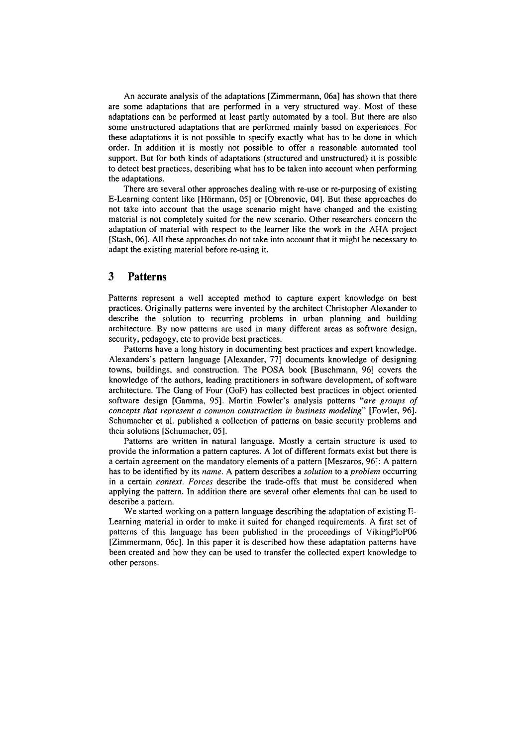An accurate analysis of the adaptations [Zimmermann, 06a] has shown that there are some adaptations that are performed in a very structured way. Most of these adaptations can be performed at least partly automated by a tool. But there are also some unstructured adaptations that are performed mainly based on experiences. For these adaptations it is not possible to specify exactly what has to be done in which order. In addition it is mostly not possible to offer a reasonable automated tool support. But for both kinds of adaptations (structured and unstructured) it is possible to detect best practices, describing what has to be taken into account when performing the adaptations.

There are several other approaches dealing with re-use or re-purposing of existing E-Learning content like [Hörmann, 05] or [Obrenovic, 04]. But these approaches do not take into account that the usage scenario might have changed and the existing material is not completely suited for the new scenario. Other researchers concern the adaptation of material with respect to the learner like the work in the AHA project [Stash, 06]. All these approaches do not take into account that it might be necessary to adapt the existing material before re-using it.

## 3 Patterns

Patterns represent a well accepted method to capture expert knowledge on best practices. Originally patterns were invented by the architect Christopher Alexander to describe the solution to recurring problems in urban planning and building architecture. By now patterns are used in many different areas as software design, security, pedagogy, etc to provide best practices.

Patterns have a long history in documenting best practices and expert knowledge. Alexanders's pattern language [Alexander, 77] documents knowledge of designing towns, buildings, and construction. The POSA book [Buschmann, 96] covers the knowledge of the authors, leading practitioners in software development, of software architecture. The Gang of Four (GoF) has collected best practices in object oriented software design [Gamma, 95]. Martin Fowler's analysis patterns *"are groups of concepts that represent a common construction in business modeling"* [Fowler, 96]. Schumacher et al. published a collection of patterns on basic security problems and their solutions [Schumacher, 05].

Patterns are written in natural language. Mostly a certain structure is used to provide the information a pattern captures. A lot of different formats exist but there is a certain agreement on the mandatory elements of a pattern [Meszaros, 96]: A pattern has to be identified by its *name*. A pattern describes a *solution* to a *problem* occurring in a certain *context*. *Forces* describe the trade-offs that must be considered when applying the pattern. In addition there are several other elements that can be used to describe a pattern.

We started working on a pattern language describing the adaptation of existing E-Learning material in order to make it suited for changed requirements. A first set of patterns of this language has been published in the proceedings of VikingPloP06 [Zimmermann, 06c]. In this paper it is described how these adaptation patterns have been created and how they can be used to transfer the collected expert knowledge to other persons.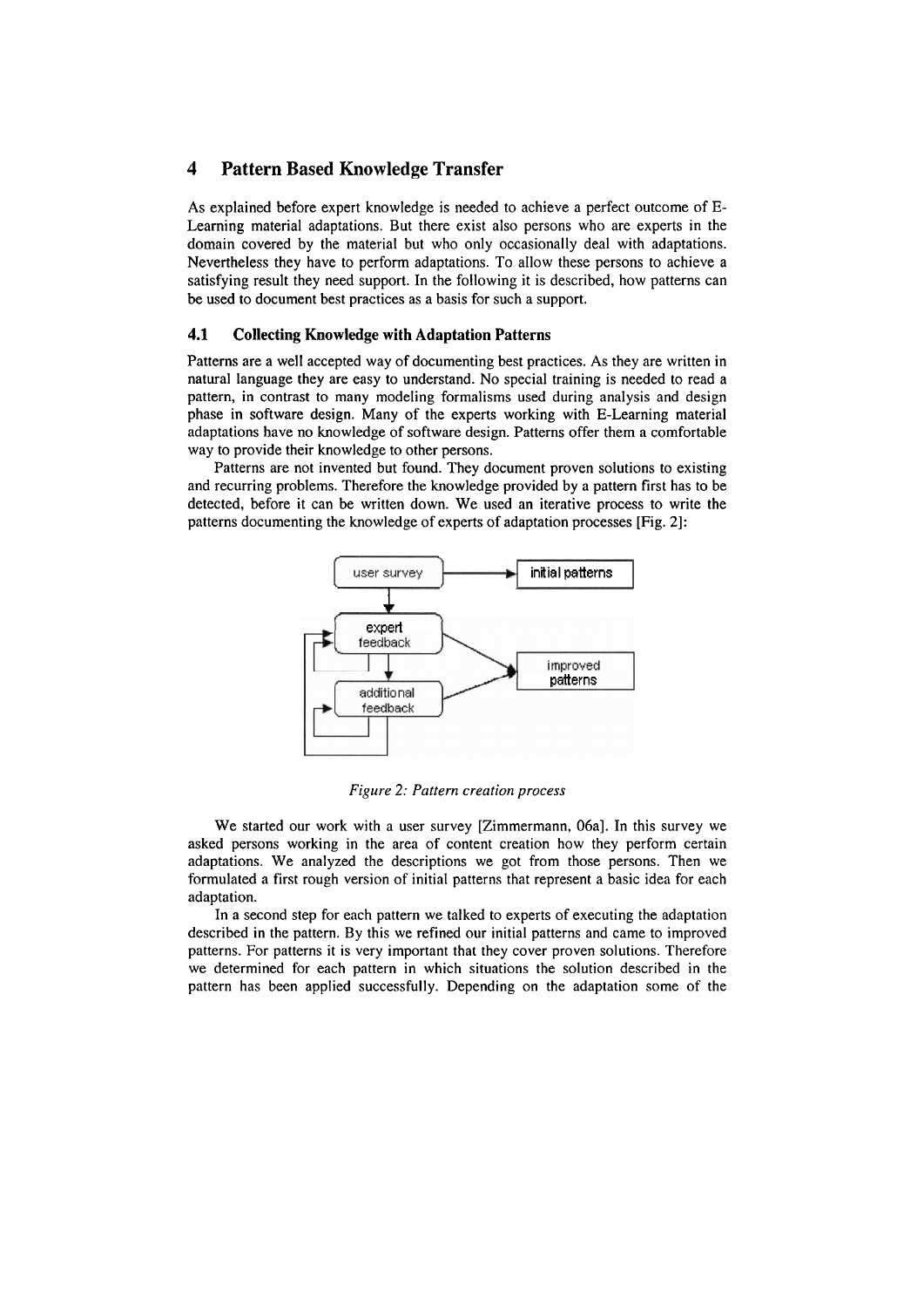## 4 Pattern Based Knowledge Transfer

As explained before expert knowledge is needed to achieve a perfect outcome of E-Learning material adaptations. But there exist also persons who are experts in the domain covered by the material but who only occasionally deal with adaptations. Nevertheless they have to perform adaptations. To allow these persons to achieve a satisfying result they need support. In the following it is described, how patterns can be used to document best practices as a basis for such a support.

### 4.1 Collecting Knowledge with Adaptation Patterns

Patterns are a well accepted way of documenting best practices. As they are written in natural language they are easy to understand. No special training is needed to read a pattern, in contrast to many modeling formalisms used during analysis and design phase in software design. Many of the experts working with E-Learning material adaptations have no knowledge of software design. Patterns offer them a comfortable way to provide their knowledge to other persons.

Patterns are not invented but found. They document proven solutions to existing and recurring problems. Therefore the knowledge provided by a pattern first has to be detected, before it can be written down. We used an iterative process to write the patterns documenting the knowledge of experts of adaptation processes [Fig. 2]:

*Figure 2: Pattern creation process*

We started our work with a user survey [Zimmermann, 06a]. In this survey we asked persons working in the area of content creation how they perform certain adaptations. We analyzed the descriptions we got from those persons. Then we formulated a first rough version of initial patterns that represent a basic idea for each adaptation.

In a second step for each pattern we talked to experts of executing the adaptation described in the pattern. By this we refined our initial patterns and came to improved patterns. For patterns it is very important that they cover proven solutions. Therefore we determined for each pattern in which situations the solution described in the pattern has been applied successfully. Depending on the adaptation some of the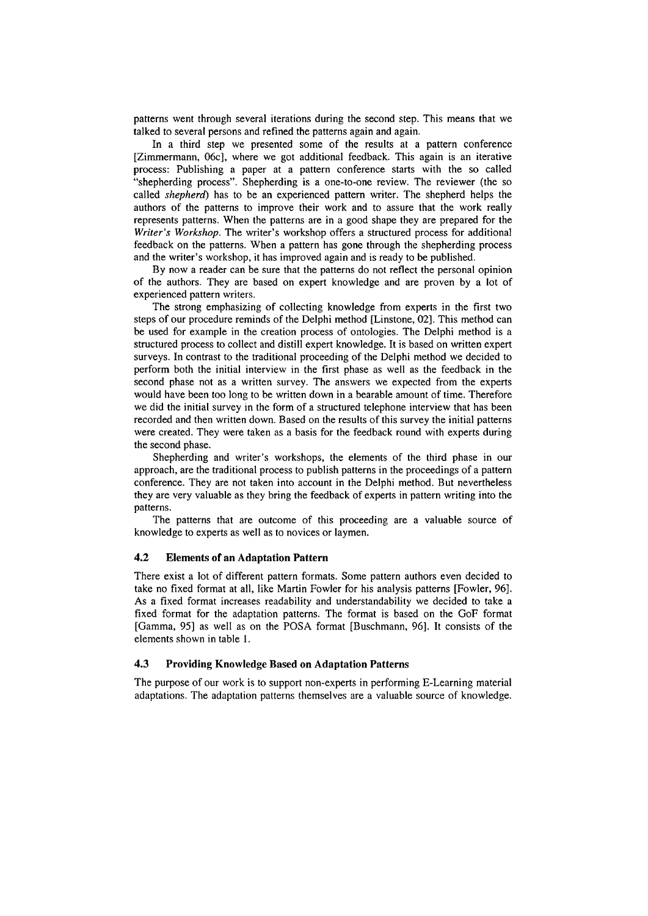patterns went through several iterations during the second step. This means that we talked to several persons and refined the patterns again and again.

In a third step we presented some of the results at a pattern conference [Zimmermann, 06c], where we got additional feedback. This again is an iterative process: Publishing a paper at a pattern conference starts with the so called "shepherding process". Shepherding is a one-to-one review. The reviewer (the so called *shepherd*) has to be an experienced pattern writer. The shepherd helps the authors of the patterns to improve their work and to assure that the work really represents patterns. When the patterns are in a good shape they are prepared for the *Writer's Workshop*. The writer's workshop offers a structured process for additional feedback on the patterns. When a pattern has gone through the shepherding process and the writer's workshop, it has improved again and is ready to be published.

By now a reader can be sure that the patterns do not reflect the personal opinion of the authors. They are based on expert knowledge and are proven by a lot of experienced pattern writers.

The strong emphasizing of collecting knowledge from experts in the first two steps of our procedure reminds of the Delphi method [Linstone, 02]. This method can be used for example in the creation process of ontologies. The Delphi method is a structured process to collect and distill expert knowledge. It is based on written expert surveys. In contrast to the traditional proceeding of the Delphi method we decided to perform both the initial interview in the first phase as well as the feedback in the second phase not as a written survey. The answers we expected from the experts would have been too long to be written down in a bearable amount of time. Therefore we did the initial survey in the form of a structured telephone interview that has been recorded and then written down. Based on the results of this survey the initial patterns were created. They were taken as a basis for the feedback round with experts during the second phase.

Shepherding and writer's workshops, the elements of the third phase in our approach, are the traditional process to publish patterns in the proceedings of a pattern conference. They are not taken into account in the Delphi method. But nevertheless they are very valuable as they bring the feedback of experts in pattern writing into the patterns.

The patterns that are outcome of this proceeding are a valuable source of knowledge to experts as well as to novices or laymen.

### 4.2 Elements of an Adaptation Pattern

There exist a lot of different pattern formats. Some pattern authors even decided to take no fixed format at all, like Martin Fowler for his analysis patterns [Fowler, 96]. As a fixed format increases readability and understandability we decided to take a fixed format for the adaptation patterns. The format is based on the GoF format [Gamma, 95] as well as on the POSA format [Buschmann, 96]. It consists of the elements shown in table 1.

### 4.3 Providing Knowledge Based on Adaptation Patterns

The purpose of our work is to support non-experts in performing E-Learning material adaptations. The adaptation patterns themselves are a valuable source of knowledge.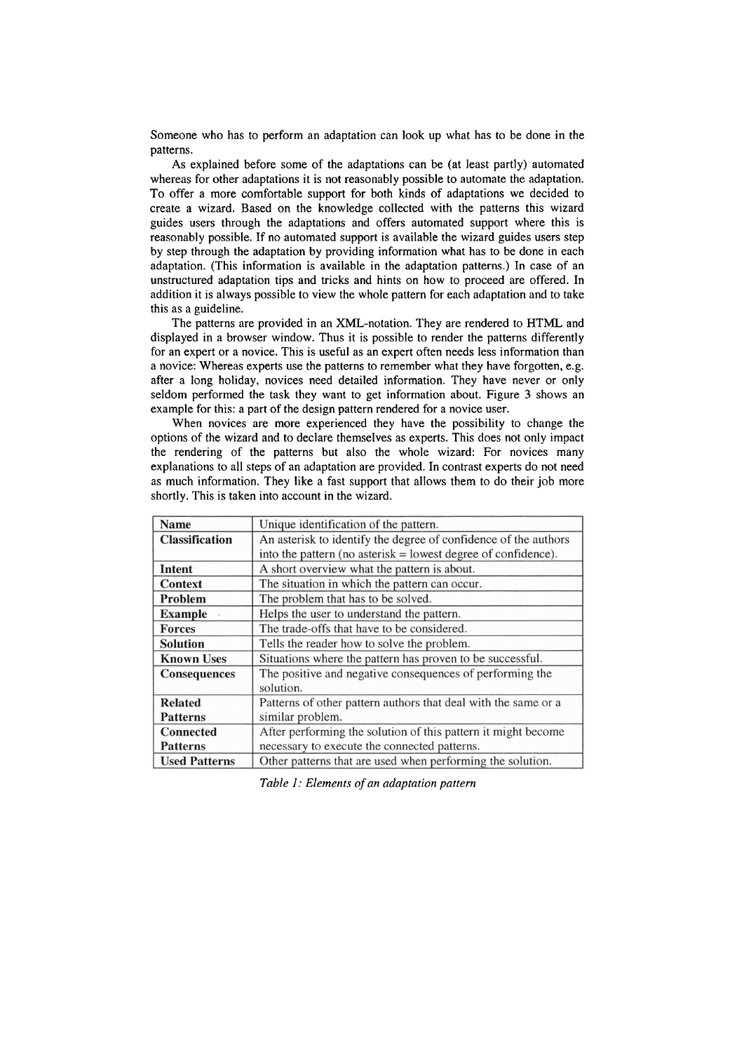Someone who has to perform an adaptation can look up what has to be done in the patterns.

As explained before some of the adaptations can be (at least partly) automated whereas for other adaptations it is not reasonably possible to automate the adaptation. To offer a more comfortable support for both kinds of adaptations we decided to create a wizard. Based on the knowledge collected with the patterns this wizard guides users through the adaptations and offers automated support where this is reasonably possible. If no automated support is available the wizard guides users step by step through the adaptation by providing information what has to be done in each adaptation. (This information is available in the adaptation patterns.) In case of an unstructured adaptation tips and tricks and hints on how to proceed are offered. In addition it is always possible to view the whole pattern for each adaptation and to take this as a guideline.

The patterns are provided in an XML-notation. They are rendered to HTML and displayed in a browser window. Thus it is possible to render the patterns differently for an expert or a novice. This is useful as an expert often needs less information than a novice: Whereas experts use the patterns to remember what they have forgotten, e.g. after a long holiday, novices need detailed information. They have never or only seldom performed the task they want to get information about. Figure 3 shows an example for this: a part of the design pattern rendered for a novice user.

When novices are more experienced they have the possibility to change the options of the wizard and to declare themselves as experts. This does not only impact the rendering of the patterns but also the whole wizard: For novices many explanations to all steps of an adaptation are provided. In contrast experts do not need as much information. They like a fast support that allows them to do their job more shortly. This is taken into account in the wizard.

| **Name** | Unique identification of the pattern. |
|---|---|
| **Classification** | An asterisk to identify the degree of confidence of the authors into the pattern (no asterisk = lowest degree of confidence). |
| **Intent** | A short overview what the pattern is about. |
| **Context** | The situation in which the pattern can occur. |
| **Problem** | The problem that has to be solved. |
| **Example** | Helps the user to understand the pattern. |
| **Forces** | The trade-offs that have to be considered. |
| **Solution** | Tells the reader how to solve the problem. |
| **Known Uses** | Situations where the pattern has proven to be successful. |
| **Consequences** | The positive and negative consequences of performing the solution. |
| **Related Patterns** | Patterns of other pattern authors that deal with the same or a similar problem. |
| **Connected Patterns** | After performing the solution of this pattern it might become necessary to execute the connected patterns. |
| **Used Patterns** | Other patterns that are used when performing the solution. |

*Table 1: Elements of an adaptation pattern*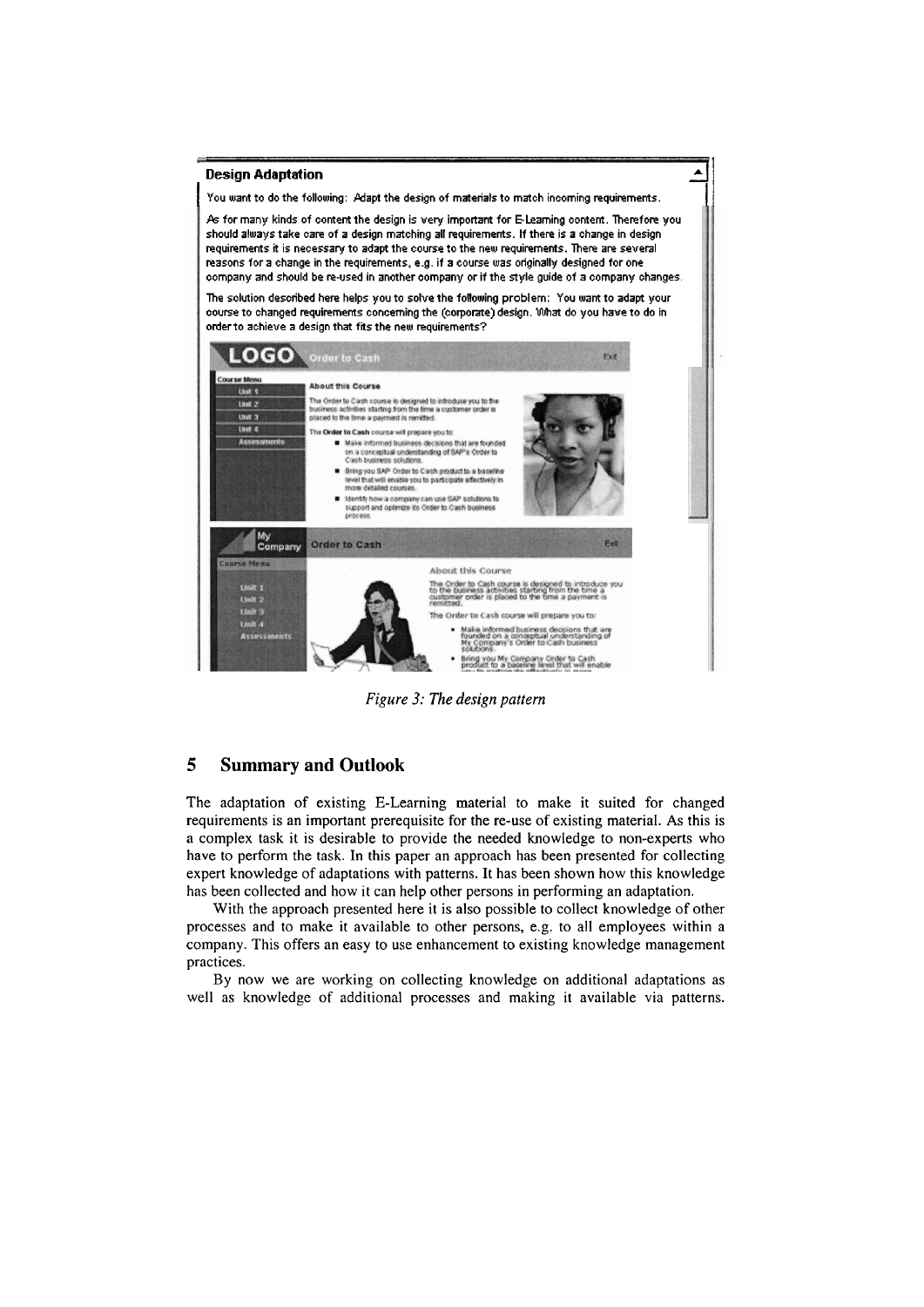**Design Adaptation**

You want to do the following: Adapt the design of materials to match incoming requirements.

As for many kinds of content the design is very important for E-Learning content. Therefore you should always take care of a design matching all requirements. If there is a change in design requirements it is necessary to adapt the course to the new requirements. There are several reasons for a change in the requirements, e.g. if a course was originally designed for one company and should be re-used in another company or if the style guide of a company changes.

The solution described here helps you to solve the following problem: You want to adapt your course to changed requirements concerning the (corporate) design. What do you have to do in order to achieve a design that fits the new requirements?

*Figure 3: The design pattern*

## 5 Summary and Outlook

The adaptation of existing E-Learning material to make it suited for changed requirements is an important prerequisite for the re-use of existing material. As this is a complex task it is desirable to provide the needed knowledge to non-experts who have to perform the task. In this paper an approach has been presented for collecting expert knowledge of adaptations with patterns. It has been shown how this knowledge has been collected and how it can help other persons in performing an adaptation.

With the approach presented here it is also possible to collect knowledge of other processes and to make it available to other persons, e.g. to all employees within a company. This offers an easy to use enhancement to existing knowledge management practices.

By now we are working on collecting knowledge on additional adaptations as well as knowledge of additional processes and making it available via patterns.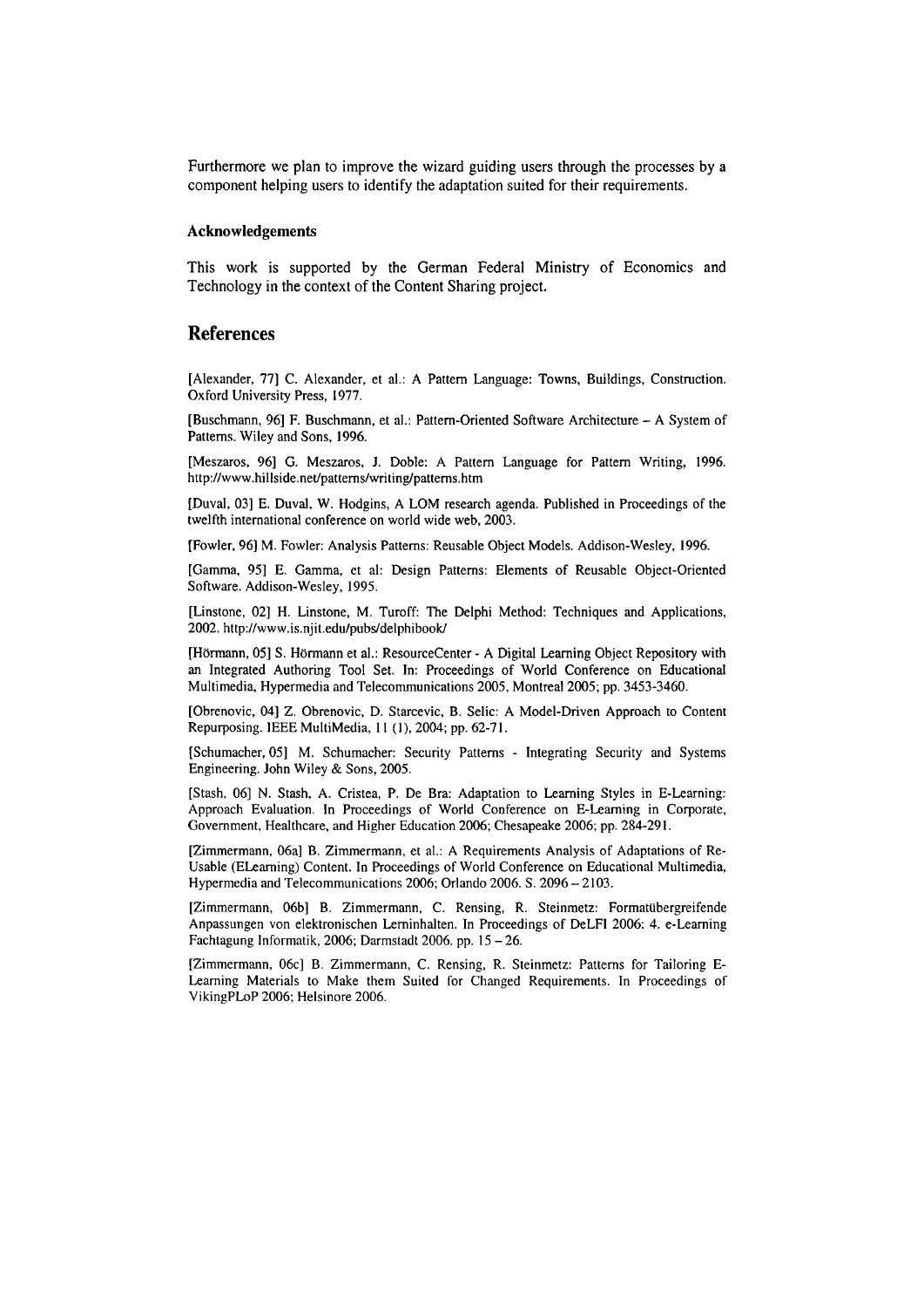Furthermore we plan to improve the wizard guiding users through the processes by a component helping users to identify the adaptation suited for their requirements.

### Acknowledgements

This work is supported by the German Federal Ministry of Economics and Technology in the context of the Content Sharing project.

## References

[Alexander, 77] C. Alexander, et al.: A Pattern Language: Towns, Buildings, Construction. Oxford University Press, 1977.

[Buschmann, 96] F. Buschmann, et al.: Pattern-Oriented Software Architecture – A System of Patterns. Wiley and Sons, 1996.

[Meszaros, 96] G. Meszaros, J. Doble: A Pattern Language for Pattern Writing, 1996. http://www.hillside.net/patterns/writing/patterns.htm

[Duval, 03] E. Duval, W. Hodgins, A LOM research agenda. Published in Proceedings of the twelfth international conference on world wide web, 2003.

[Fowler, 96] M. Fowler: Analysis Patterns: Reusable Object Models. Addison-Wesley, 1996.

[Gamma, 95] E. Gamma, et al: Design Patterns: Elements of Reusable Object-Oriented Software. Addison-Wesley, 1995.

[Linstone, 02] H. Linstone, M. Turoff: The Delphi Method: Techniques and Applications, 2002. http://www.is.njit.edu/pubs/delphibook/

[Hörmann, 05] S. Hörmann et al.: ResourceCenter - A Digital Learning Object Repository with an Integrated Authoring Tool Set. In: Proceedings of World Conference on Educational Multimedia, Hypermedia and Telecommunications 2005, Montreal 2005; pp. 3453-3460.

[Obrenovic, 04] Z. Obrenovic, D. Starcevic, B. Selic: A Model-Driven Approach to Content Repurposing. IEEE MultiMedia, 11 (1), 2004; pp. 62-71.

[Schumacher, 05] M. Schumacher: Security Patterns - Integrating Security and Systems Engineering. John Wiley & Sons, 2005.

[Stash, 06] N. Stash, A. Cristea, P. De Bra: Adaptation to Learning Styles in E-Learning: Approach Evaluation. In Proceedings of World Conference on E-Learning in Corporate, Government, Healthcare, and Higher Education 2006; Chesapeake 2006; pp. 284-291.

[Zimmermann, 06a] B. Zimmermann, et al.: A Requirements Analysis of Adaptations of Re-Usable (ELearning) Content. In Proceedings of World Conference on Educational Multimedia, Hypermedia and Telecommunications 2006; Orlando 2006. S. 2096 – 2103.

[Zimmermann, 06b] B. Zimmermann, C. Rensing, R. Steinmetz: Formatübergreifende Anpassungen von elektronischen Lerninhalten. In Proceedings of DeLFI 2006: 4. e-Learning Fachtagung Informatik, 2006; Darmstadt 2006. pp. 15 – 26.

[Zimmermann, 06c] B. Zimmermann, C. Rensing, R. Steinmetz: Patterns for Tailoring E-Learning Materials to Make them Suited for Changed Requirements. In Proceedings of VikingPLoP 2006; Helsinore 2006.